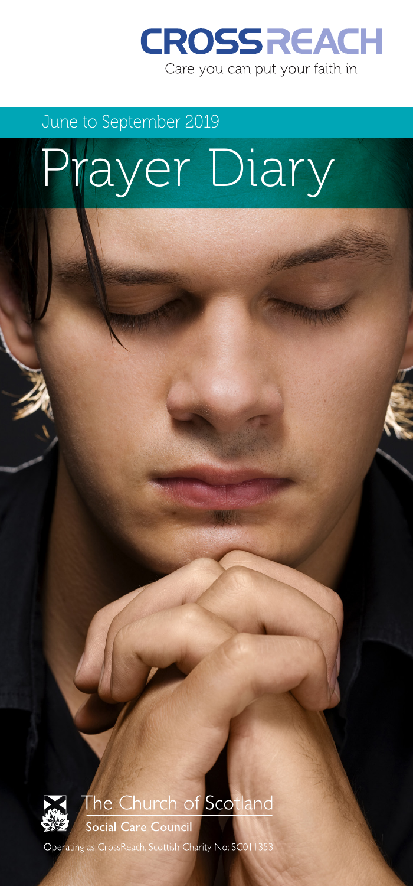CROSSREACH

Care you can put your faith in

June to September 2019

# Prayer Diary

The Church of Scotland

**Social Care Council**

Operating as CrossReach, Scottish Charity No: SC011353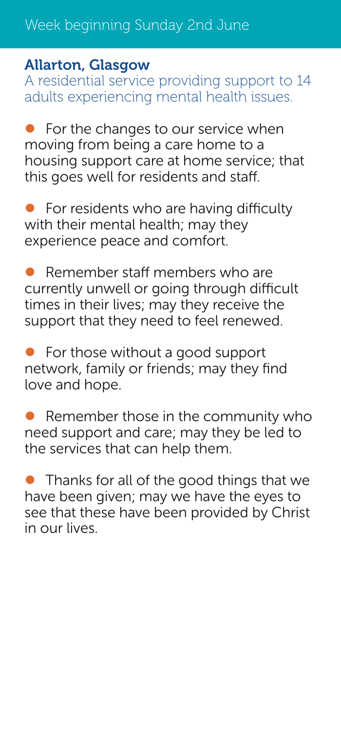# Week beginning Sunday 2nd June

## Allarton, Glasgow

A residential service providing support to 14 adults experiencing mental health issues.

- For the changes to our service when moving from being a care home to a housing support care at home service; that this goes well for residents and staff.
- For residents who are having difficulty with their mental health; may they experience peace and comfort.
- Remember staff members who are currently unwell or going through difficult times in their lives; may they receive the support that they need to feel renewed.
- For those without a good support network, family or friends; may they find love and hope.
- Remember those in the community who need support and care; may they be led to the services that can help them.
- Thanks for all of the good things that we have been given; may we have the eyes to see that these have been provided by Christ in our lives.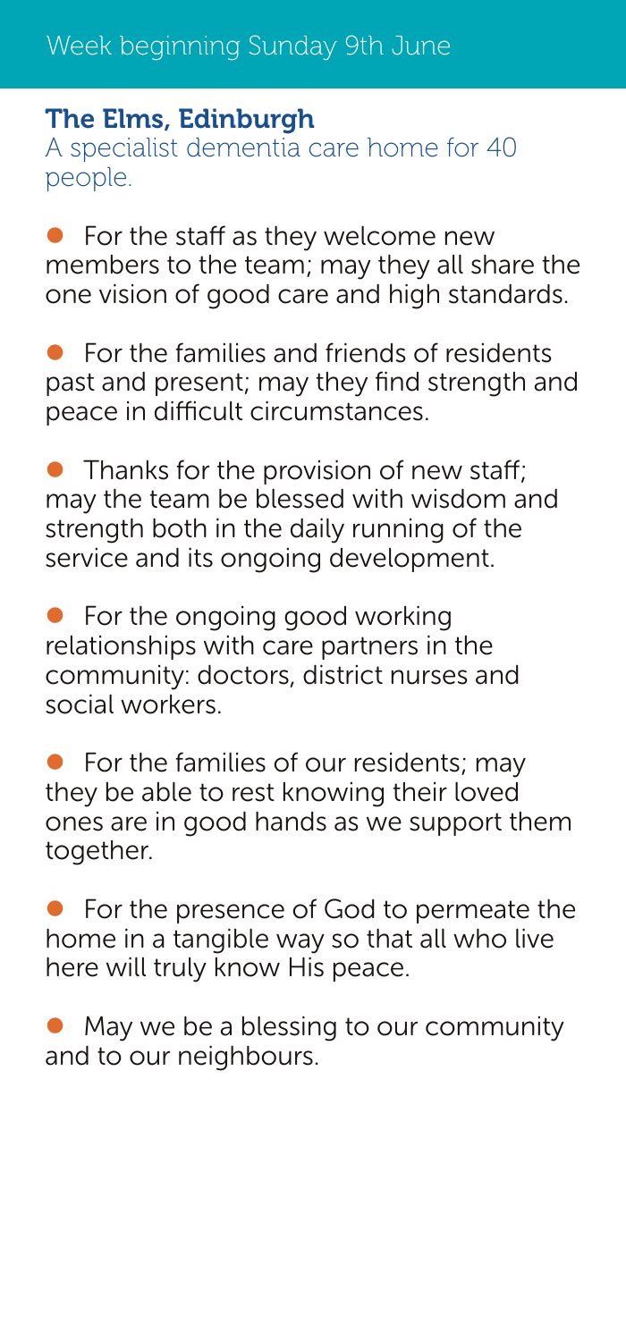## Week beginning Sunday 9th June

### The Elms, Edinburgh

A specialist dementia care home for 40 people.

- For the staff as they welcome new members to the team; may they all share the one vision of good care and high standards.
- For the families and friends of residents past and present; may they find strength and peace in difficult circumstances.
- Thanks for the provision of new staff; may the team be blessed with wisdom and strength both in the daily running of the service and its ongoing development.
- For the ongoing good working relationships with care partners in the community: doctors, district nurses and social workers.
- For the families of our residents; may they be able to rest knowing their loved ones are in good hands as we support them together.
- For the presence of God to permeate the home in a tangible way so that all who live here will truly know His peace.
- May we be a blessing to our community and to our neighbours.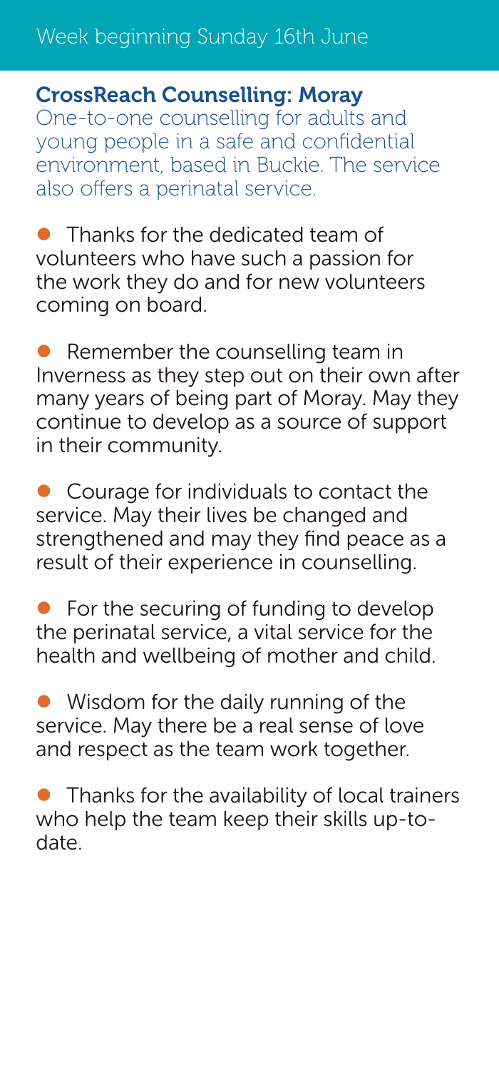Week beginning Sunday 16th June

## CrossReach Counselling: Moray

One-to-one counselling for adults and young people in a safe and confidential environment, based in Buckie. The service also offers a perinatal service.

- Thanks for the dedicated team of volunteers who have such a passion for the work they do and for new volunteers coming on board.
- Remember the counselling team in Inverness as they step out on their own after many years of being part of Moray. May they continue to develop as a source of support in their community.
- Courage for individuals to contact the service. May their lives be changed and strengthened and may they find peace as a result of their experience in counselling.
- For the securing of funding to develop the perinatal service, a vital service for the health and wellbeing of mother and child.
- Wisdom for the daily running of the service. May there be a real sense of love and respect as the team work together.
- Thanks for the availability of local trainers who help the team keep their skills up-to-date.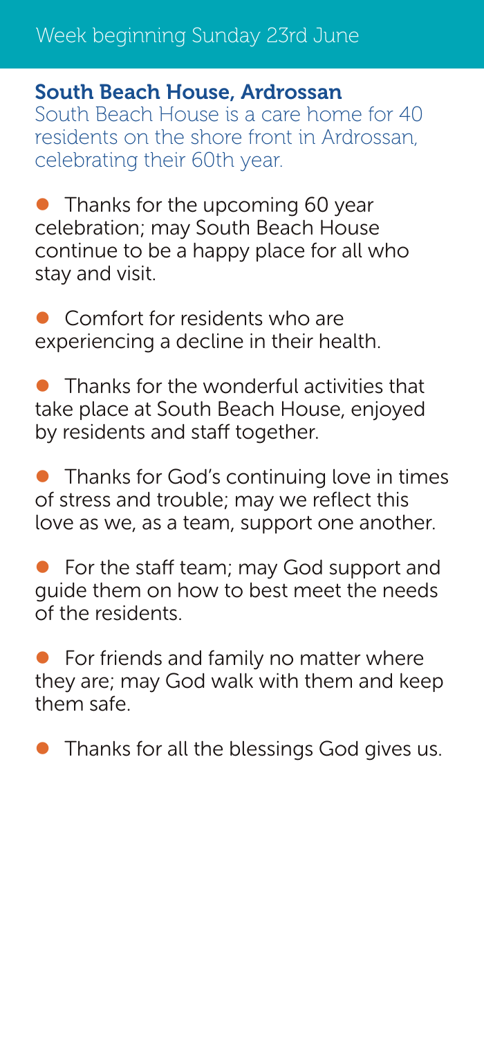## Week beginning Sunday 23rd June

### South Beach House, Ardrossan

South Beach House is a care home for 40 residents on the shore front in Ardrossan, celebrating their 60th year.

- Thanks for the upcoming 60 year celebration; may South Beach House continue to be a happy place for all who stay and visit.
- Comfort for residents who are experiencing a decline in their health.
- Thanks for the wonderful activities that take place at South Beach House, enjoyed by residents and staff together.
- Thanks for God's continuing love in times of stress and trouble; may we reflect this love as we, as a team, support one another.
- For the staff team; may God support and guide them on how to best meet the needs of the residents.
- For friends and family no matter where they are; may God walk with them and keep them safe.
- Thanks for all the blessings God gives us.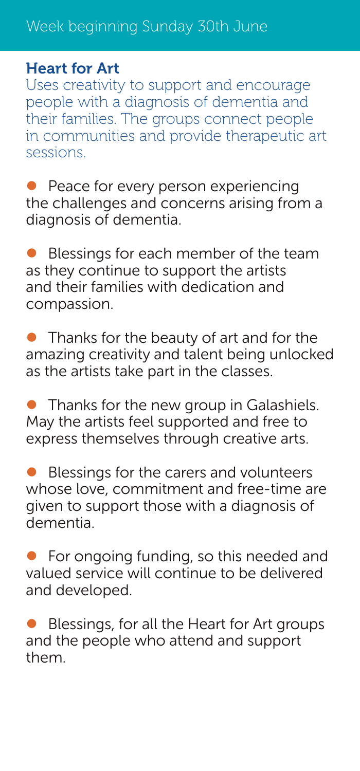Week beginning Sunday 30th June

## Heart for Art

Uses creativity to support and encourage people with a diagnosis of dementia and their families. The groups connect people in communities and provide therapeutic art sessions.

- Peace for every person experiencing the challenges and concerns arising from a diagnosis of dementia.
- Blessings for each member of the team as they continue to support the artists and their families with dedication and compassion.
- Thanks for the beauty of art and for the amazing creativity and talent being unlocked as the artists take part in the classes.
- Thanks for the new group in Galashiels. May the artists feel supported and free to express themselves through creative arts.
- Blessings for the carers and volunteers whose love, commitment and free-time are given to support those with a diagnosis of dementia.
- For ongoing funding, so this needed and valued service will continue to be delivered and developed.
- Blessings, for all the Heart for Art groups and the people who attend and support them.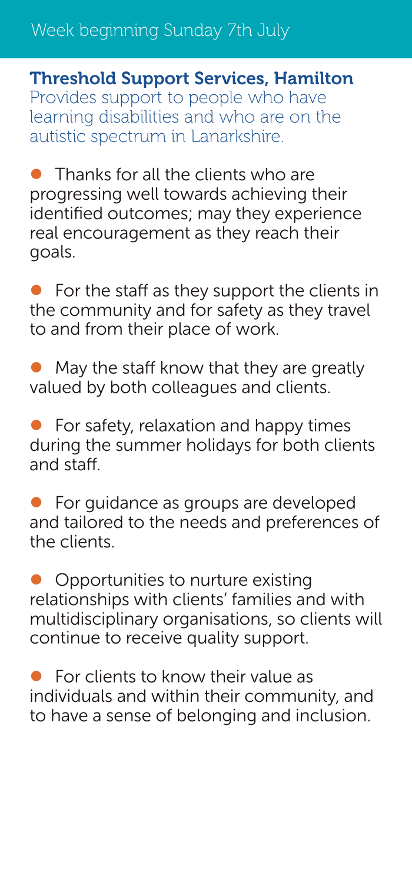## Week beginning Sunday 7th July

### Threshold Support Services, Hamilton

Provides support to people who have learning disabilities and who are on the autistic spectrum in Lanarkshire.

- Thanks for all the clients who are progressing well towards achieving their identified outcomes; may they experience real encouragement as they reach their goals.
- For the staff as they support the clients in the community and for safety as they travel to and from their place of work.
- May the staff know that they are greatly valued by both colleagues and clients.
- For safety, relaxation and happy times during the summer holidays for both clients and staff.
- For guidance as groups are developed and tailored to the needs and preferences of the clients.
- Opportunities to nurture existing relationships with clients' families and with multidisciplinary organisations, so clients will continue to receive quality support.
- For clients to know their value as individuals and within their community, and to have a sense of belonging and inclusion.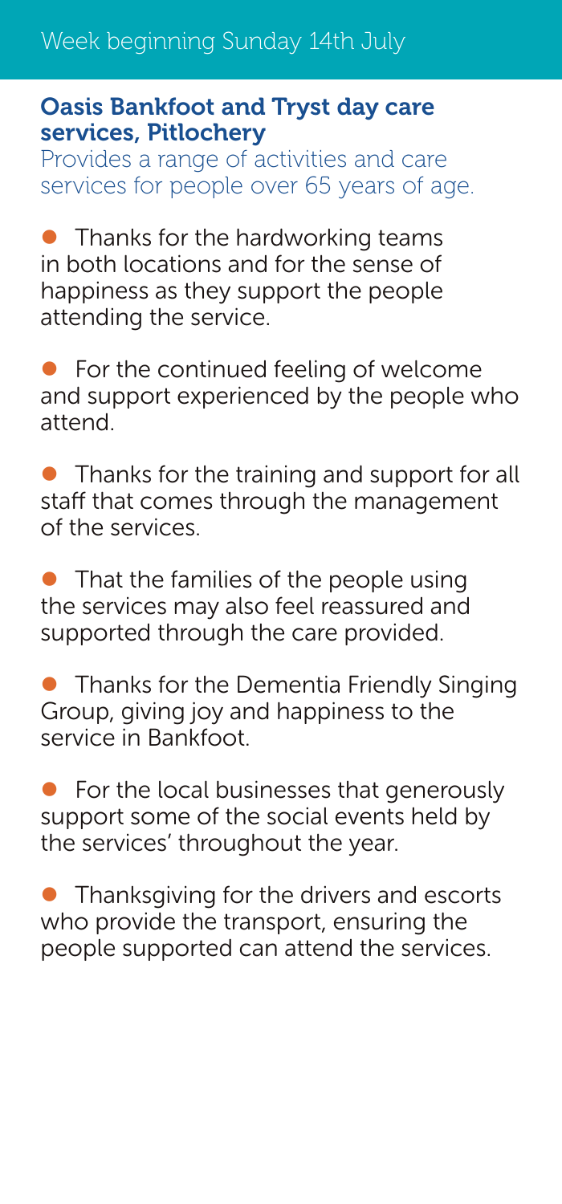## Week beginning Sunday 14th July

### Oasis Bankfoot and Tryst day care services, Pitlochery

Provides a range of activities and care services for people over 65 years of age.

- Thanks for the hardworking teams in both locations and for the sense of happiness as they support the people attending the service.
- For the continued feeling of welcome and support experienced by the people who attend.
- Thanks for the training and support for all staff that comes through the management of the services.
- That the families of the people using the services may also feel reassured and supported through the care provided.
- Thanks for the Dementia Friendly Singing Group, giving joy and happiness to the service in Bankfoot.
- For the local businesses that generously support some of the social events held by the services' throughout the year.
- Thanksgiving for the drivers and escorts who provide the transport, ensuring the people supported can attend the services.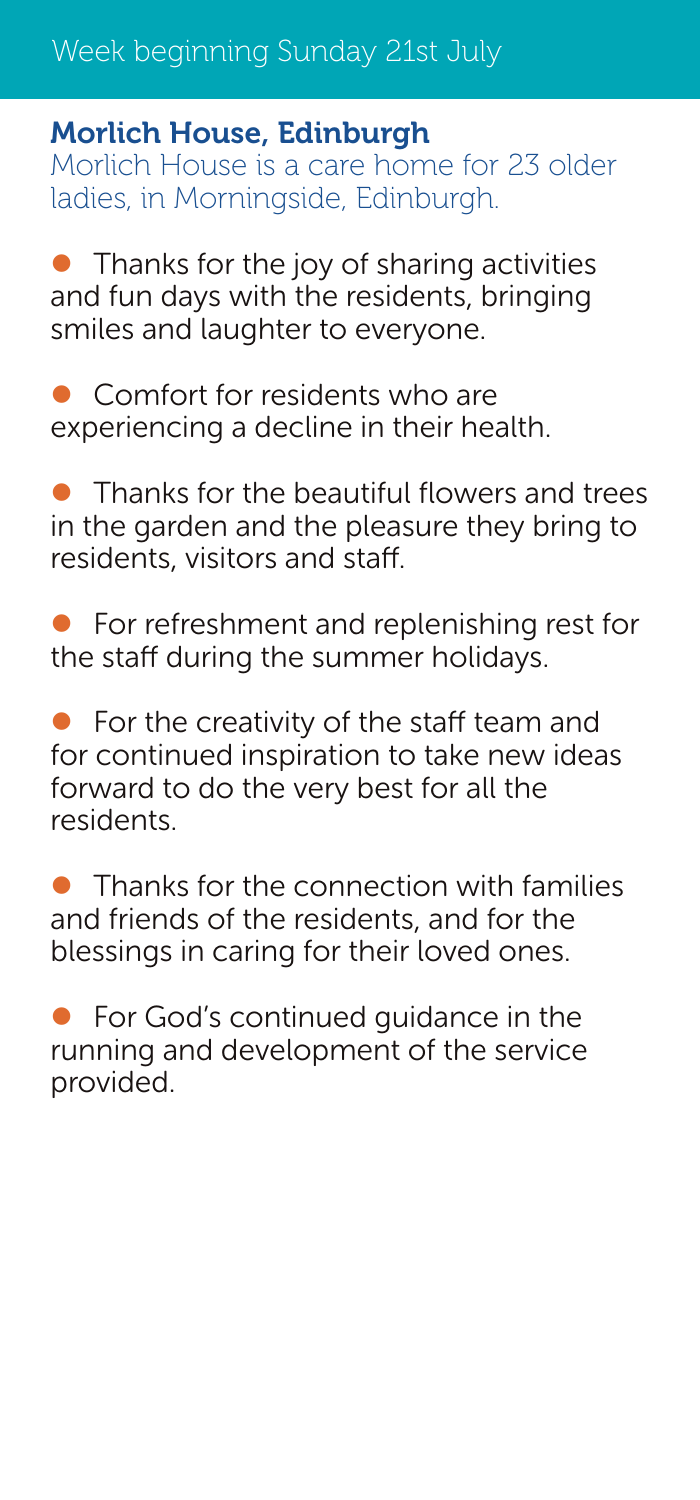## Week beginning Sunday 21st July

### Morlich House, Edinburgh

Morlich House is a care home for 23 older ladies, in Morningside, Edinburgh.

- Thanks for the joy of sharing activities and fun days with the residents, bringing smiles and laughter to everyone.
- Comfort for residents who are experiencing a decline in their health.
- Thanks for the beautiful flowers and trees in the garden and the pleasure they bring to residents, visitors and staff.
- For refreshment and replenishing rest for the staff during the summer holidays.
- For the creativity of the staff team and for continued inspiration to take new ideas forward to do the very best for all the residents.
- Thanks for the connection with families and friends of the residents, and for the blessings in caring for their loved ones.
- For God's continued guidance in the running and development of the service provided.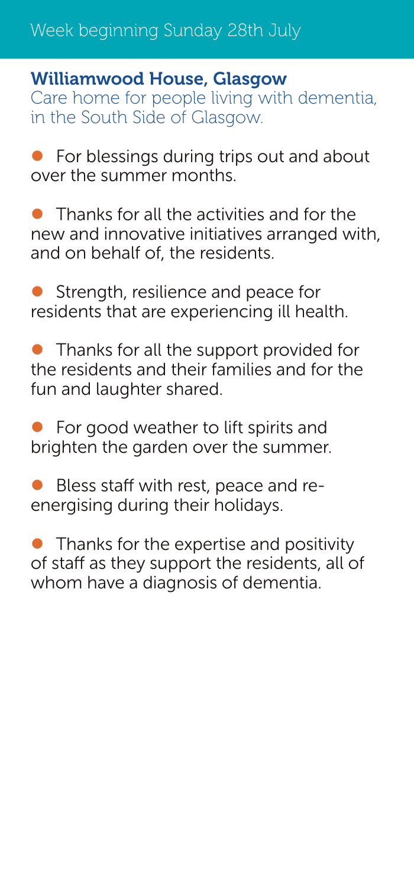Week beginning Sunday 28th July

## Williamwood House, Glasgow

Care home for people living with dementia, in the South Side of Glasgow.

- For blessings during trips out and about over the summer months.
- Thanks for all the activities and for the new and innovative initiatives arranged with, and on behalf of, the residents.
- Strength, resilience and peace for residents that are experiencing ill health.
- Thanks for all the support provided for the residents and their families and for the fun and laughter shared.
- For good weather to lift spirits and brighten the garden over the summer.
- Bless staff with rest, peace and re-energising during their holidays.
- Thanks for the expertise and positivity of staff as they support the residents, all of whom have a diagnosis of dementia.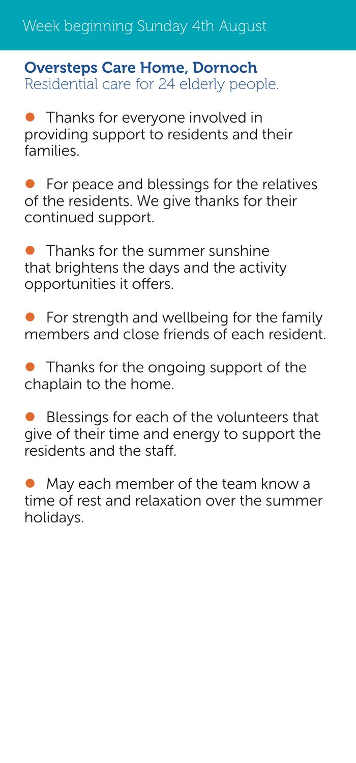## Week beginning Sunday 4th August

### Oversteps Care Home, Dornoch

Residential care for 24 elderly people.

- Thanks for everyone involved in providing support to residents and their families.
- For peace and blessings for the relatives of the residents. We give thanks for their continued support.
- Thanks for the summer sunshine that brightens the days and the activity opportunities it offers.
- For strength and wellbeing for the family members and close friends of each resident.
- Thanks for the ongoing support of the chaplain to the home.
- Blessings for each of the volunteers that give of their time and energy to support the residents and the staff.
- May each member of the team know a time of rest and relaxation over the summer holidays.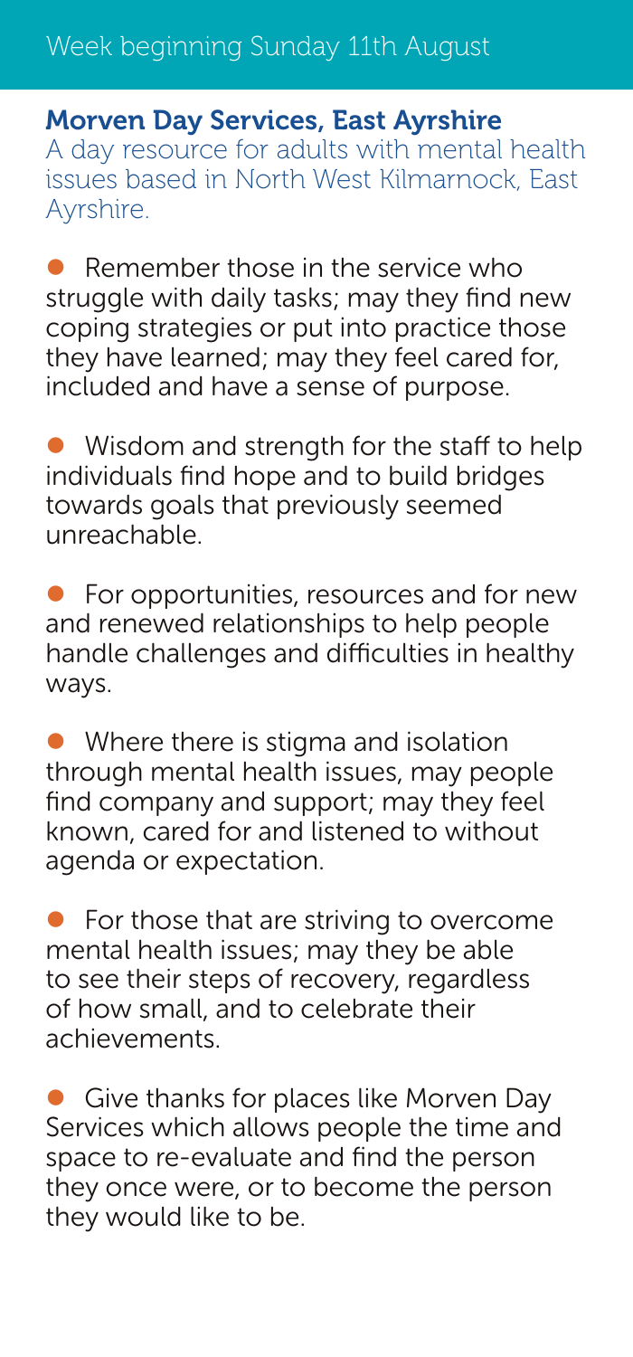Week beginning Sunday 11th August

## Morven Day Services, East Ayrshire

A day resource for adults with mental health issues based in North West Kilmarnock, East Ayrshire.

- Remember those in the service who struggle with daily tasks; may they find new coping strategies or put into practice those they have learned; may they feel cared for, included and have a sense of purpose.

- Wisdom and strength for the staff to help individuals find hope and to build bridges towards goals that previously seemed unreachable.

- For opportunities, resources and for new and renewed relationships to help people handle challenges and difficulties in healthy ways.

- Where there is stigma and isolation through mental health issues, may people find company and support; may they feel known, cared for and listened to without agenda or expectation.

- For those that are striving to overcome mental health issues; may they be able to see their steps of recovery, regardless of how small, and to celebrate their achievements.

- Give thanks for places like Morven Day Services which allows people the time and space to re-evaluate and find the person they once were, or to become the person they would like to be.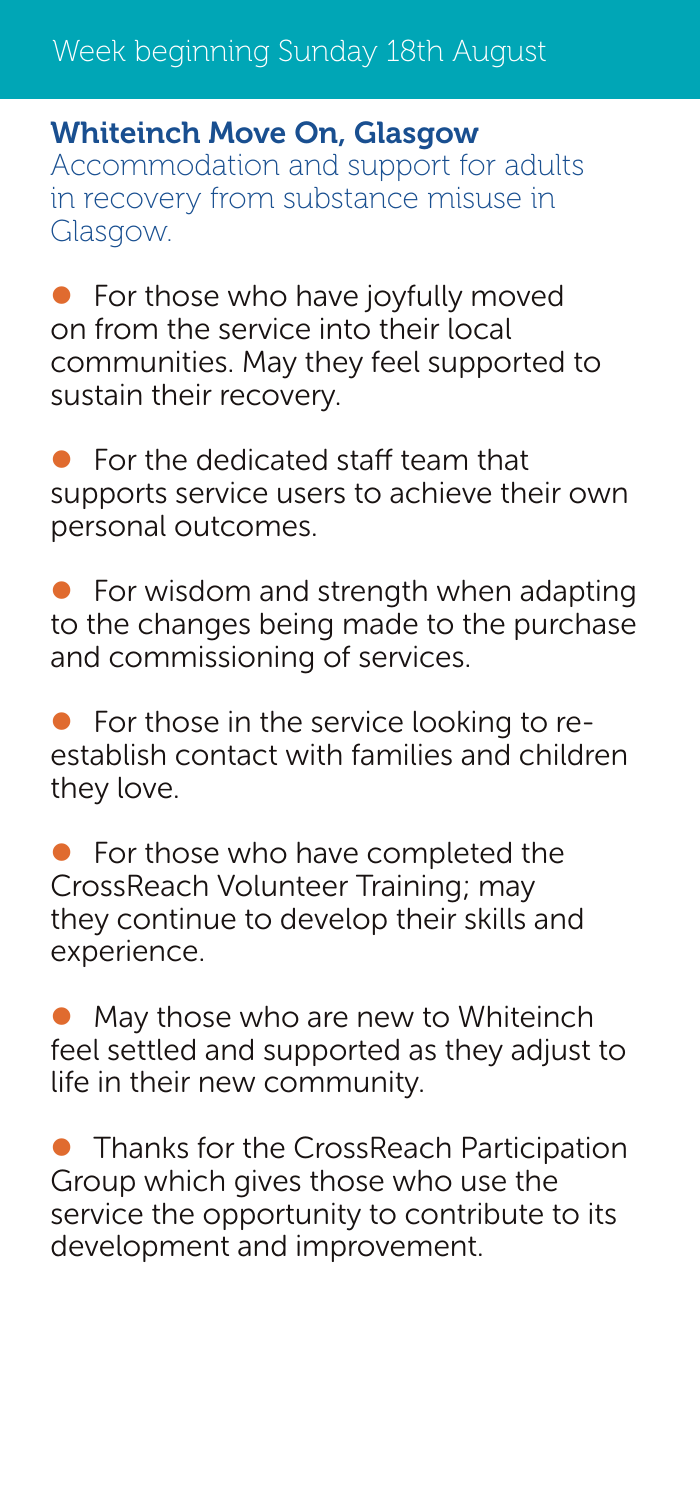## Week beginning Sunday 18th August

### Whiteinch Move On, Glasgow

Accommodation and support for adults in recovery from substance misuse in Glasgow.

- For those who have joyfully moved on from the service into their local communities. May they feel supported to sustain their recovery.
- For the dedicated staff team that supports service users to achieve their own personal outcomes.
- For wisdom and strength when adapting to the changes being made to the purchase and commissioning of services.
- For those in the service looking to re-establish contact with families and children they love.
- For those who have completed the CrossReach Volunteer Training; may they continue to develop their skills and experience.
- May those who are new to Whiteinch feel settled and supported as they adjust to life in their new community.
- Thanks for the CrossReach Participation Group which gives those who use the service the opportunity to contribute to its development and improvement.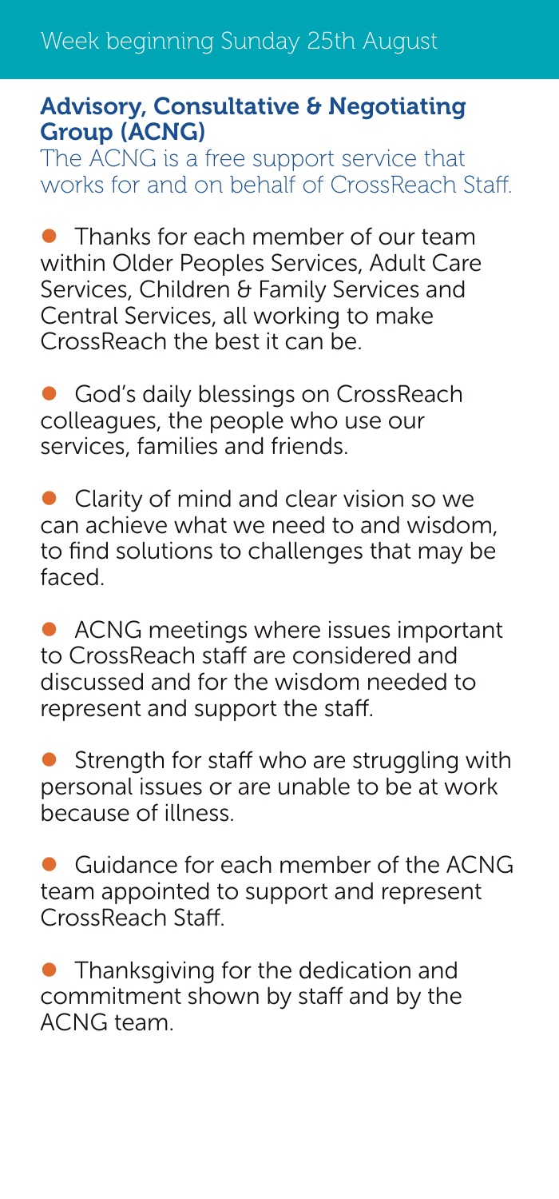## Week beginning Sunday 25th August

### Advisory, Consultative & Negotiating Group (ACNG)

The ACNG is a free support service that works for and on behalf of CrossReach Staff.

- Thanks for each member of our team within Older Peoples Services, Adult Care Services, Children & Family Services and Central Services, all working to make CrossReach the best it can be.
- God's daily blessings on CrossReach colleagues, the people who use our services, families and friends.
- Clarity of mind and clear vision so we can achieve what we need to and wisdom, to find solutions to challenges that may be faced.
- ACNG meetings where issues important to CrossReach staff are considered and discussed and for the wisdom needed to represent and support the staff.
- Strength for staff who are struggling with personal issues or are unable to be at work because of illness.
- Guidance for each member of the ACNG team appointed to support and represent CrossReach Staff.
- Thanksgiving for the dedication and commitment shown by staff and by the ACNG team.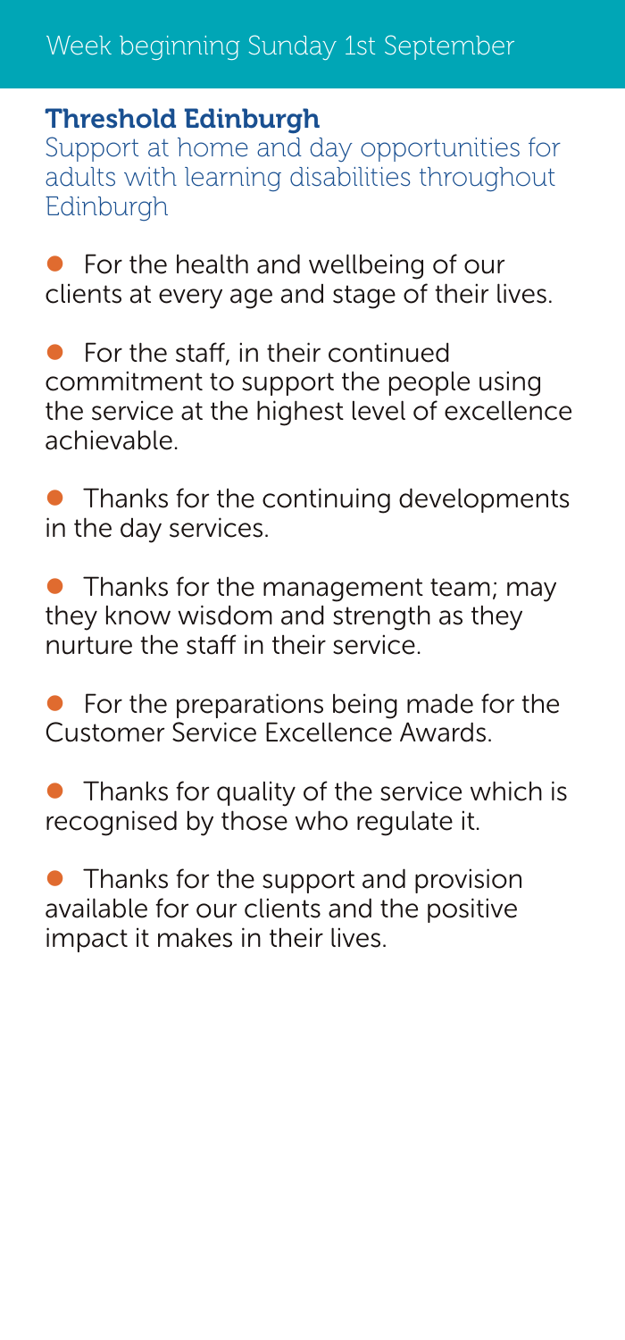Week beginning Sunday 1st September

## Threshold Edinburgh

Support at home and day opportunities for adults with learning disabilities throughout Edinburgh

- For the health and wellbeing of our clients at every age and stage of their lives.
- For the staff, in their continued commitment to support the people using the service at the highest level of excellence achievable.
- Thanks for the continuing developments in the day services.
- Thanks for the management team; may they know wisdom and strength as they nurture the staff in their service.
- For the preparations being made for the Customer Service Excellence Awards.
- Thanks for quality of the service which is recognised by those who regulate it.
- Thanks for the support and provision available for our clients and the positive impact it makes in their lives.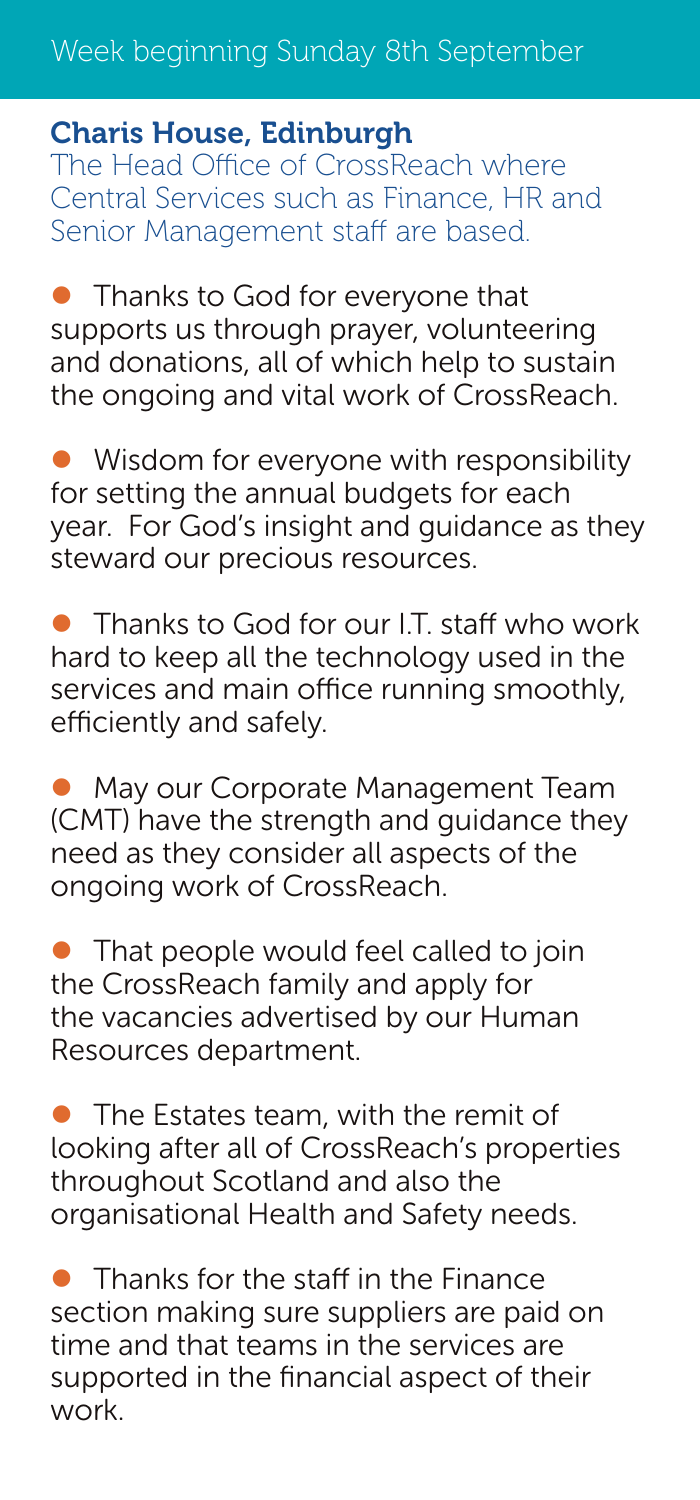## Week beginning Sunday 8th September

### Charis House, Edinburgh

The Head Office of CrossReach where Central Services such as Finance, HR and Senior Management staff are based.

- Thanks to God for everyone that supports us through prayer, volunteering and donations, all of which help to sustain the ongoing and vital work of CrossReach.

- Wisdom for everyone with responsibility for setting the annual budgets for each year. For God's insight and guidance as they steward our precious resources.

- Thanks to God for our I.T. staff who work hard to keep all the technology used in the services and main office running smoothly, efficiently and safely.

- May our Corporate Management Team (CMT) have the strength and guidance they need as they consider all aspects of the ongoing work of CrossReach.

- That people would feel called to join the CrossReach family and apply for the vacancies advertised by our Human Resources department.

- The Estates team, with the remit of looking after all of CrossReach's properties throughout Scotland and also the organisational Health and Safety needs.

- Thanks for the staff in the Finance section making sure suppliers are paid on time and that teams in the services are supported in the financial aspect of their work.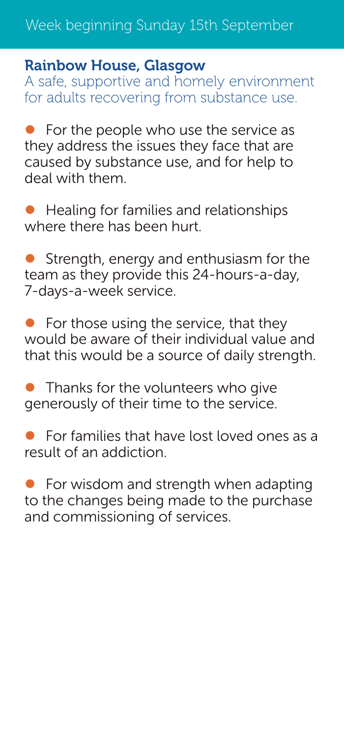Week beginning Sunday 15th September

## Rainbow House, Glasgow

A safe, supportive and homely environment for adults recovering from substance use.

- For the people who use the service as they address the issues they face that are caused by substance use, and for help to deal with them.
- Healing for families and relationships where there has been hurt.
- Strength, energy and enthusiasm for the team as they provide this 24-hours-a-day, 7-days-a-week service.
- For those using the service, that they would be aware of their individual value and that this would be a source of daily strength.
- Thanks for the volunteers who give generously of their time to the service.
- For families that have lost loved ones as a result of an addiction.
- For wisdom and strength when adapting to the changes being made to the purchase and commissioning of services.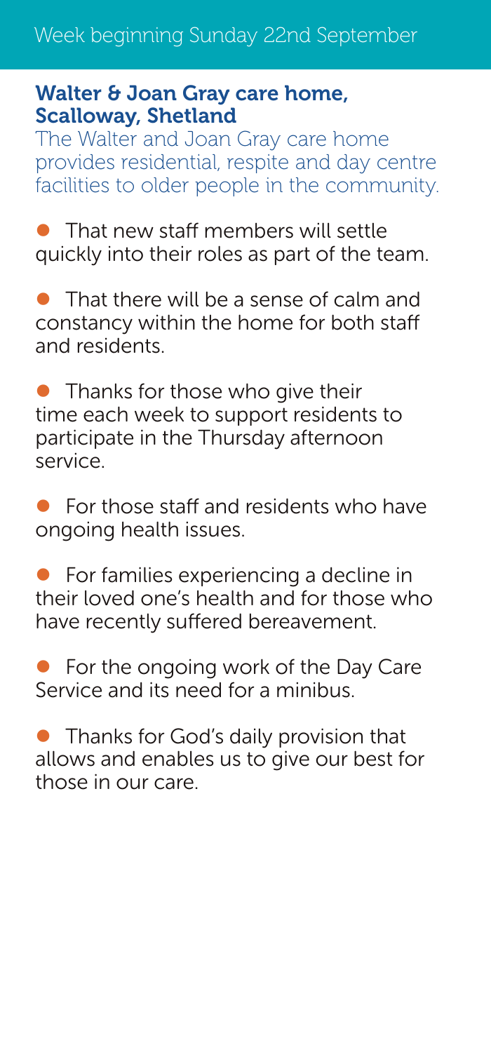## Week beginning Sunday 22nd September

### Walter & Joan Gray care home, Scalloway, Shetland

The Walter and Joan Gray care home provides residential, respite and day centre facilities to older people in the community.

- That new staff members will settle quickly into their roles as part of the team.
- That there will be a sense of calm and constancy within the home for both staff and residents.
- Thanks for those who give their time each week to support residents to participate in the Thursday afternoon service.
- For those staff and residents who have ongoing health issues.
- For families experiencing a decline in their loved one's health and for those who have recently suffered bereavement.
- For the ongoing work of the Day Care Service and its need for a minibus.
- Thanks for God's daily provision that allows and enables us to give our best for those in our care.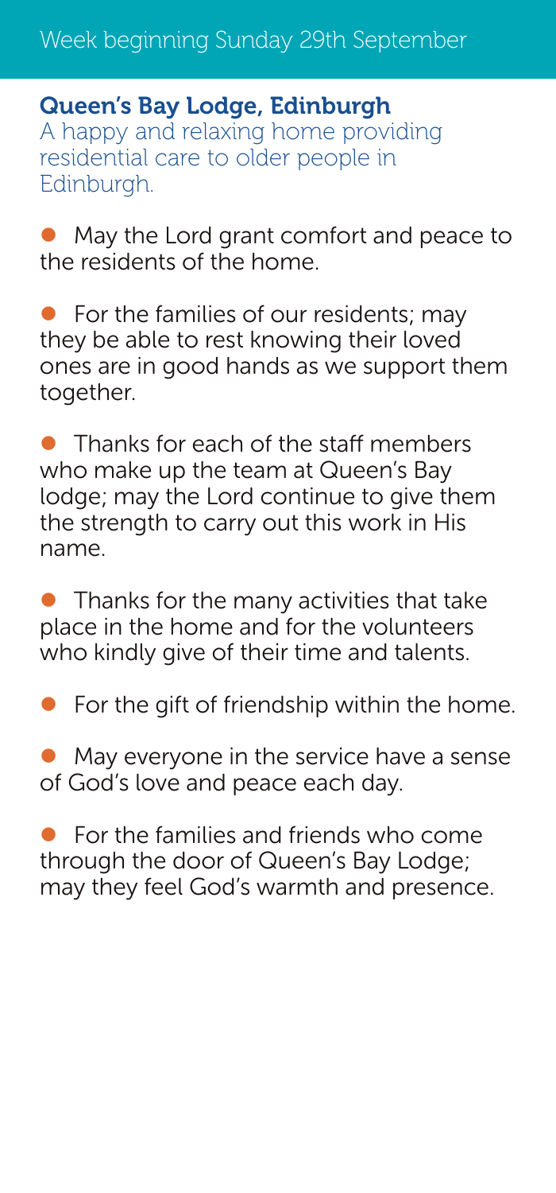Week beginning Sunday 29th September

## Queen's Bay Lodge, Edinburgh

A happy and relaxing home providing residential care to older people in Edinburgh.

- May the Lord grant comfort and peace to the residents of the home.
- For the families of our residents; may they be able to rest knowing their loved ones are in good hands as we support them together.
- Thanks for each of the staff members who make up the team at Queen's Bay lodge; may the Lord continue to give them the strength to carry out this work in His name.
- Thanks for the many activities that take place in the home and for the volunteers who kindly give of their time and talents.
- For the gift of friendship within the home.
- May everyone in the service have a sense of God's love and peace each day.
- For the families and friends who come through the door of Queen's Bay Lodge; may they feel God's warmth and presence.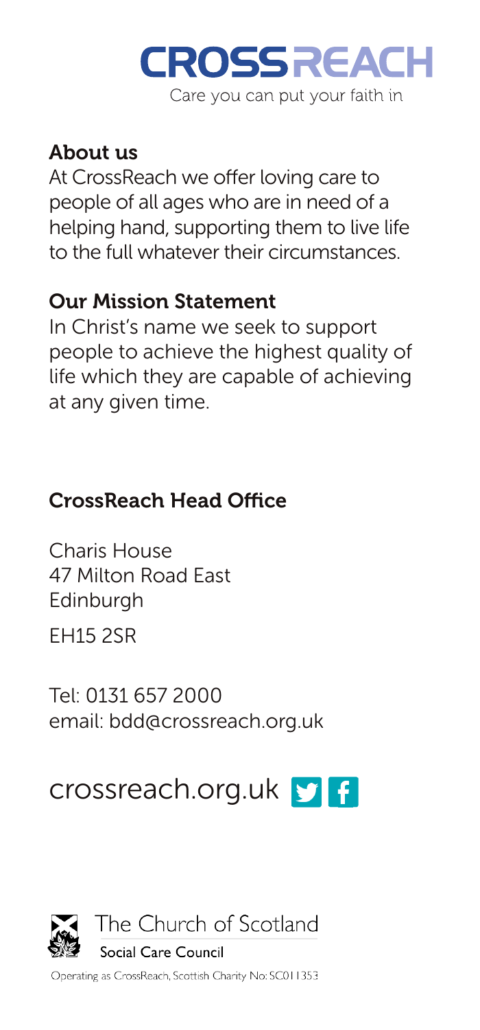# CROSSREACH

Care you can put your faith in

## About us

At CrossReach we offer loving care to people of all ages who are in need of a helping hand, supporting them to live life to the full whatever their circumstances.

## Our Mission Statement

In Christ's name we seek to support people to achieve the highest quality of life which they are capable of achieving at any given time.

## CrossReach Head Office

Charis House
47 Milton Road East
Edinburgh

EH15 2SR

Tel: 0131 657 2000
email: bdd@crossreach.org.uk

crossreach.org.uk

The Church of Scotland
Social Care Council

Operating as CrossReach, Scottish Charity No: SC011353